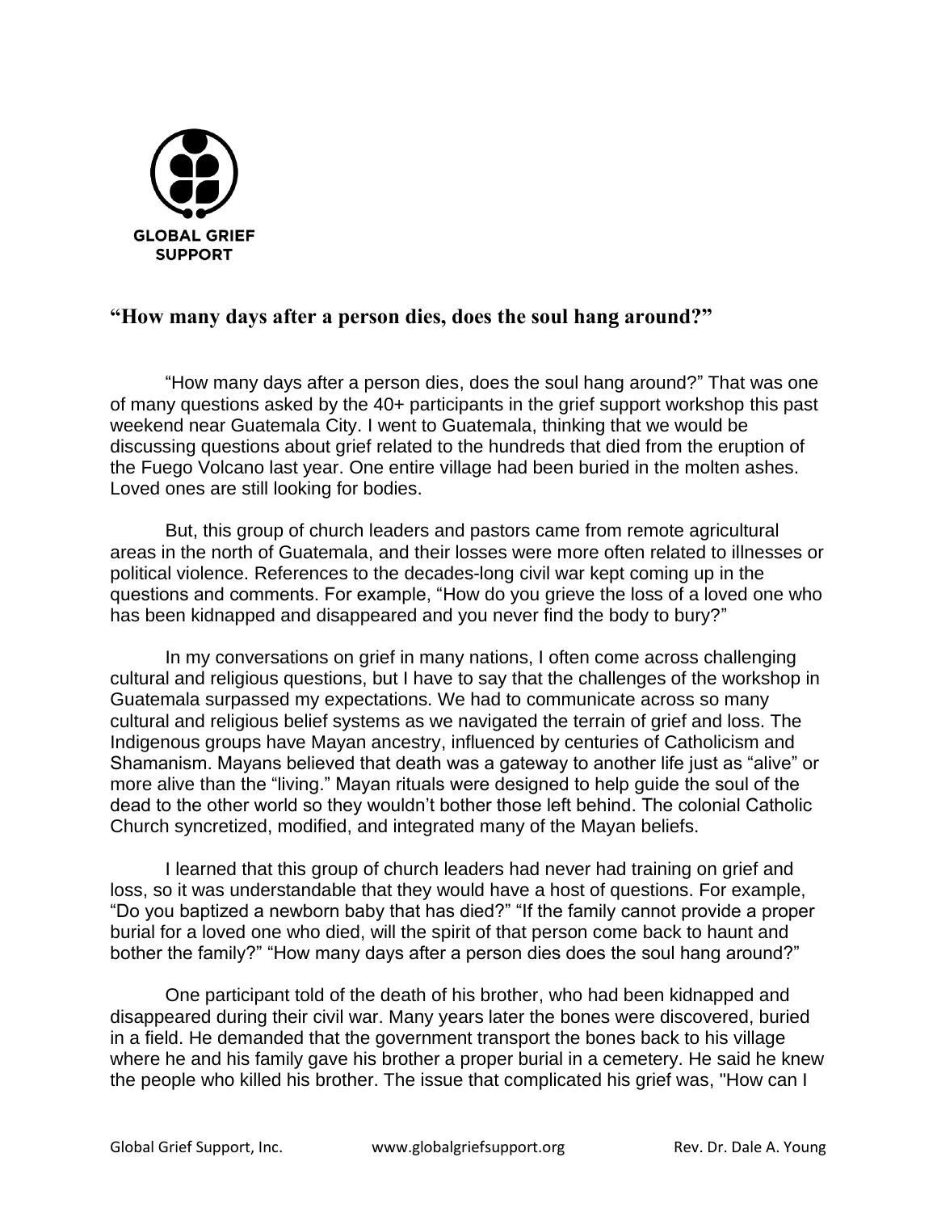GLOBAL GRIEF SUPPORT

## "How many days after a person dies, does the soul hang around?"

"How many days after a person dies, does the soul hang around?" That was one of many questions asked by the 40+ participants in the grief support workshop this past weekend near Guatemala City. I went to Guatemala, thinking that we would be discussing questions about grief related to the hundreds that died from the eruption of the Fuego Volcano last year. One entire village had been buried in the molten ashes. Loved ones are still looking for bodies.

But, this group of church leaders and pastors came from remote agricultural areas in the north of Guatemala, and their losses were more often related to illnesses or political violence. References to the decades-long civil war kept coming up in the questions and comments. For example, "How do you grieve the loss of a loved one who has been kidnapped and disappeared and you never find the body to bury?"

In my conversations on grief in many nations, I often come across challenging cultural and religious questions, but I have to say that the challenges of the workshop in Guatemala surpassed my expectations. We had to communicate across so many cultural and religious belief systems as we navigated the terrain of grief and loss. The Indigenous groups have Mayan ancestry, influenced by centuries of Catholicism and Shamanism. Mayans believed that death was a gateway to another life just as "alive" or more alive than the "living." Mayan rituals were designed to help guide the soul of the dead to the other world so they wouldn't bother those left behind. The colonial Catholic Church syncretized, modified, and integrated many of the Mayan beliefs.

I learned that this group of church leaders had never had training on grief and loss, so it was understandable that they would have a host of questions. For example, "Do you baptized a newborn baby that has died?" "If the family cannot provide a proper burial for a loved one who died, will the spirit of that person come back to haunt and bother the family?" "How many days after a person dies does the soul hang around?"

One participant told of the death of his brother, who had been kidnapped and disappeared during their civil war. Many years later the bones were discovered, buried in a field. He demanded that the government transport the bones back to his village where he and his family gave his brother a proper burial in a cemetery. He said he knew the people who killed his brother. The issue that complicated his grief was, "How can I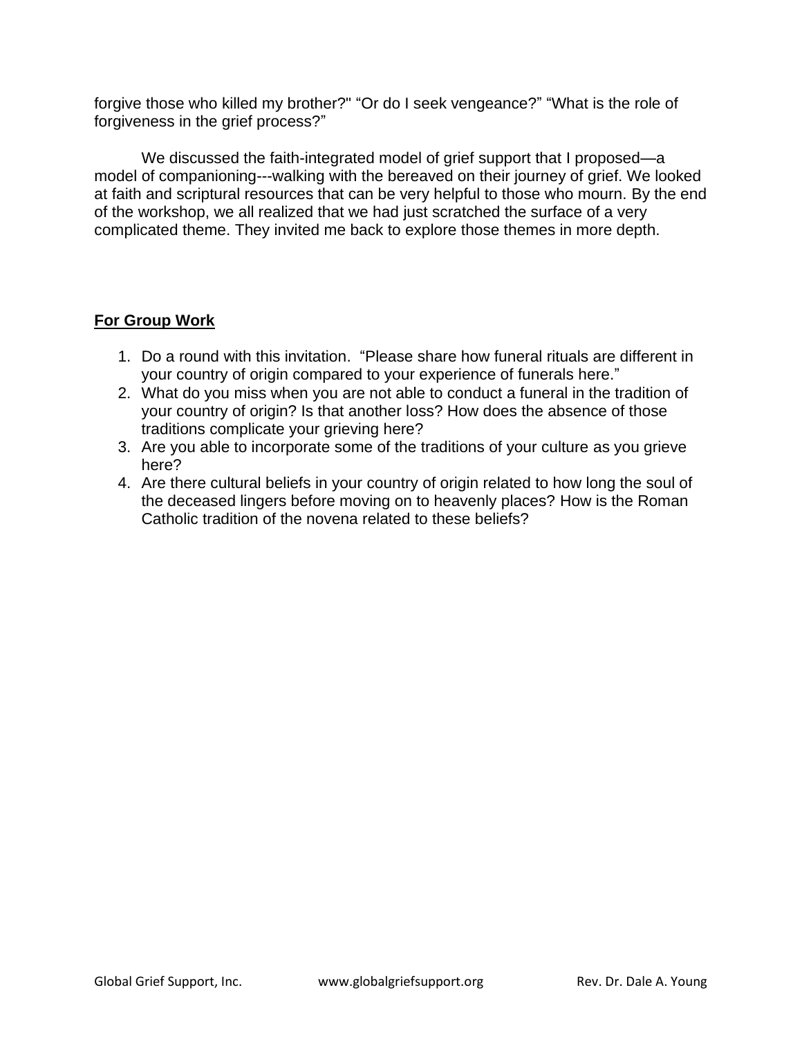forgive those who killed my brother?" “Or do I seek vengeance?” “What is the role of forgiveness in the grief process?”

We discussed the faith-integrated model of grief support that I proposed—a model of companioning---walking with the bereaved on their journey of grief. We looked at faith and scriptural resources that can be very helpful to those who mourn. By the end of the workshop, we all realized that we had just scratched the surface of a very complicated theme. They invited me back to explore those themes in more depth.

**For Group Work**

1. Do a round with this invitation. “Please share how funeral rituals are different in your country of origin compared to your experience of funerals here.”
2. What do you miss when you are not able to conduct a funeral in the tradition of your country of origin? Is that another loss? How does the absence of those traditions complicate your grieving here?
3. Are you able to incorporate some of the traditions of your culture as you grieve here?
4. Are there cultural beliefs in your country of origin related to how long the soul of the deceased lingers before moving on to heavenly places? How is the Roman Catholic tradition of the novena related to these beliefs?